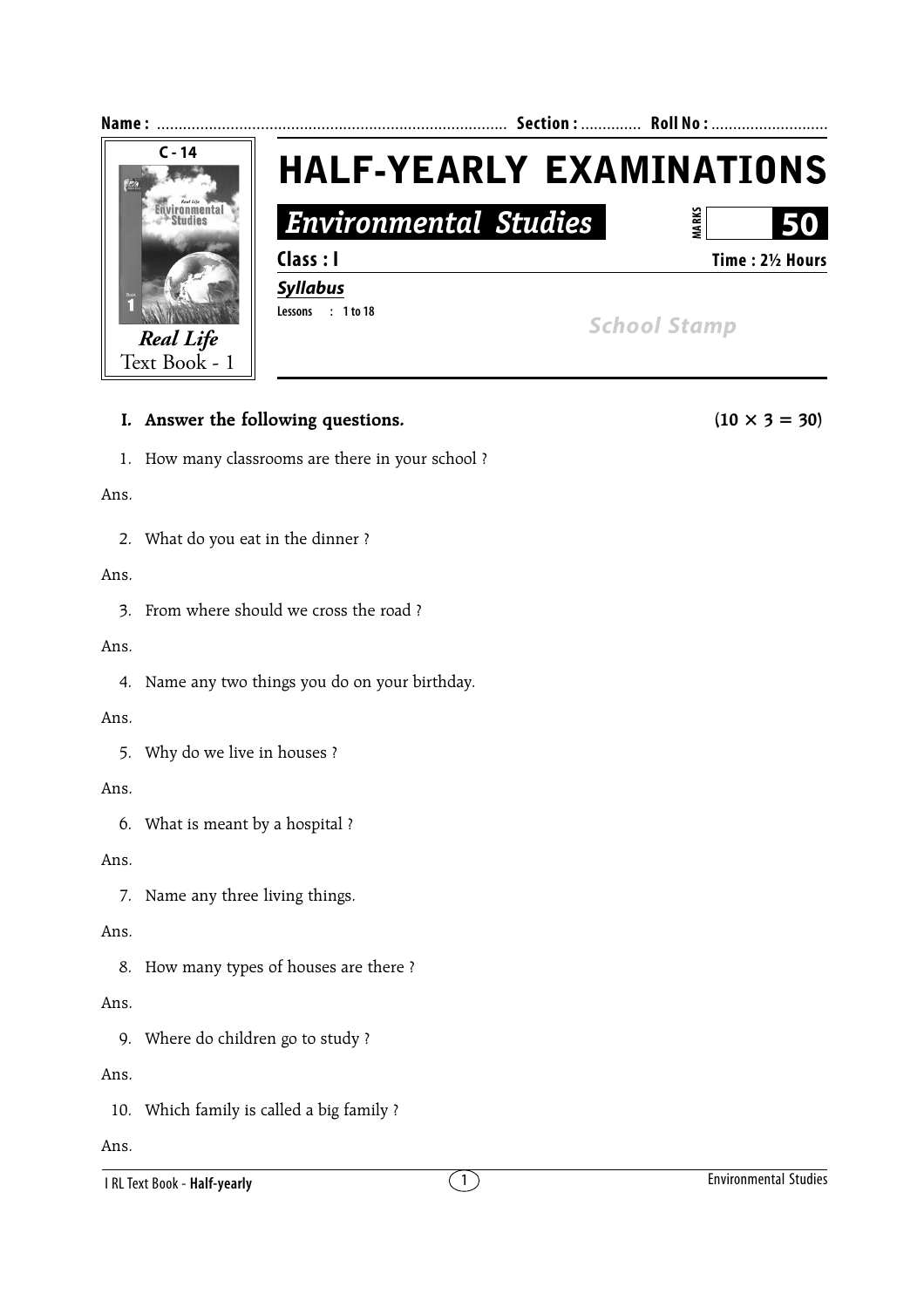**Name :** ................................................................................ **Section :** ............. **Roll No :** ...........................

C - 14

*Real Life* Text Book - 1

# HALF-YEARLY EXAMINATIONS

## *Environmental Studies*

**MARKS 50**

**Class : I** **Time : 2½ Hours**

***Syllabus***

**Lessons : 1 to 18**

*School Stamp*

**I. Answer the following questions.** **(10 × 3 = 30)**

1. How many classrooms are there in your school ?

Ans.

2. What do you eat in the dinner ?

Ans.

3. From where should we cross the road ?

Ans.

4. Name any two things you do on your birthday.

Ans.

5. Why do we live in houses ?

Ans.

6. What is meant by a hospital ?

Ans.

7. Name any three living things.

Ans.

8. How many types of houses are there ?

Ans.

9. Where do children go to study ?

Ans.

10. Which family is called a big family ?

Ans.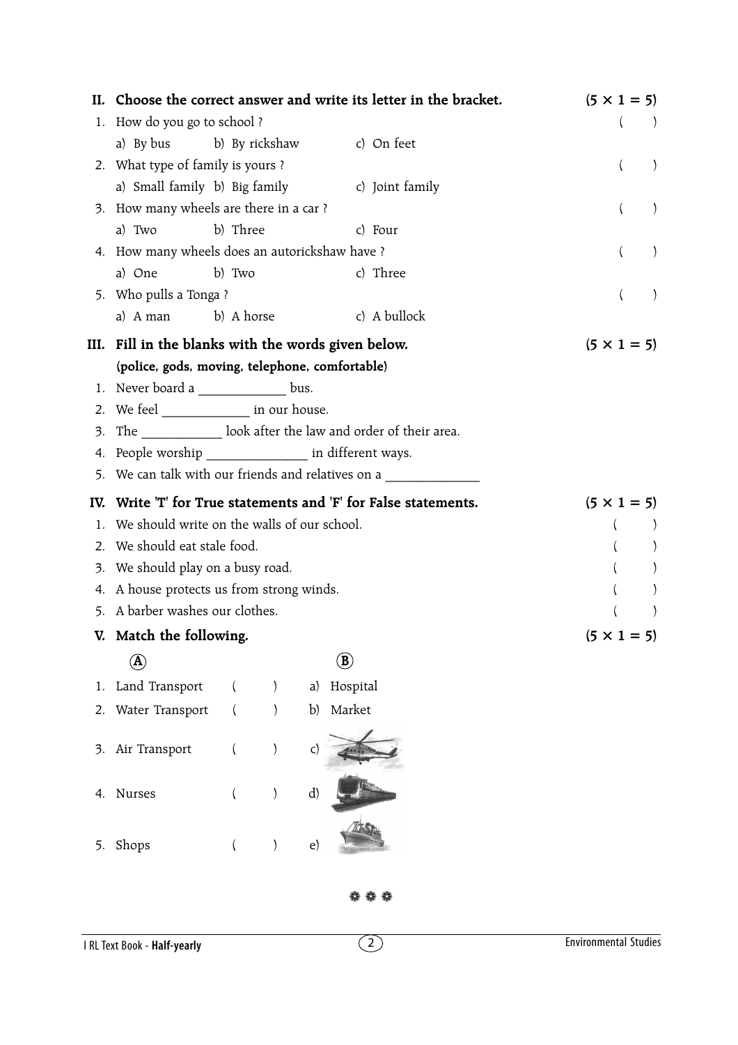## II. Choose the correct answer and write its letter in the bracket. (5 × 1 = 5)

1. How do you go to school ? ( )
   a) By bus b) By rickshaw c) On feet
2. What type of family is yours ? ( )
   a) Small family b) Big family c) Joint family
3. How many wheels are there in a car ? ( )
   a) Two b) Three c) Four
4. How many wheels does an autorickshaw have ? ( )
   a) One b) Two c) Three
5. Who pulls a Tonga ? ( )
   a) A man b) A horse c) A bullock

## III. Fill in the blanks with the words given below. (5 × 1 = 5)

**(police, gods, moving, telephone, comfortable)**

1. Never board a ____________ bus.
2. We feel ____________ in our house.
3. The ___________ look after the law and order of their area.
4. People worship ______________ in different ways.
5. We can talk with our friends and relatives on a _____________

## IV. Write 'T' for True statements and 'F' for False statements. (5 × 1 = 5)

1. We should write on the walls of our school. ( )
2. We should eat stale food. ( )
3. We should play on a busy road. ( )
4. A house protects us from strong winds. ( )
5. A barber washes our clothes. ( )

## V. Match the following. (5 × 1 = 5)

| | A | | | B |
|---|---|---|---|---|
| 1. | Land Transport | ( ) | a) | Hospital |
| 2. | Water Transport | ( ) | b) | Market |
| 3. | Air Transport | ( ) | c) | |
| 4. | Nurses | ( ) | d) | |
| 5. | Shops | ( ) | e) | |

❁ ❁ ❁